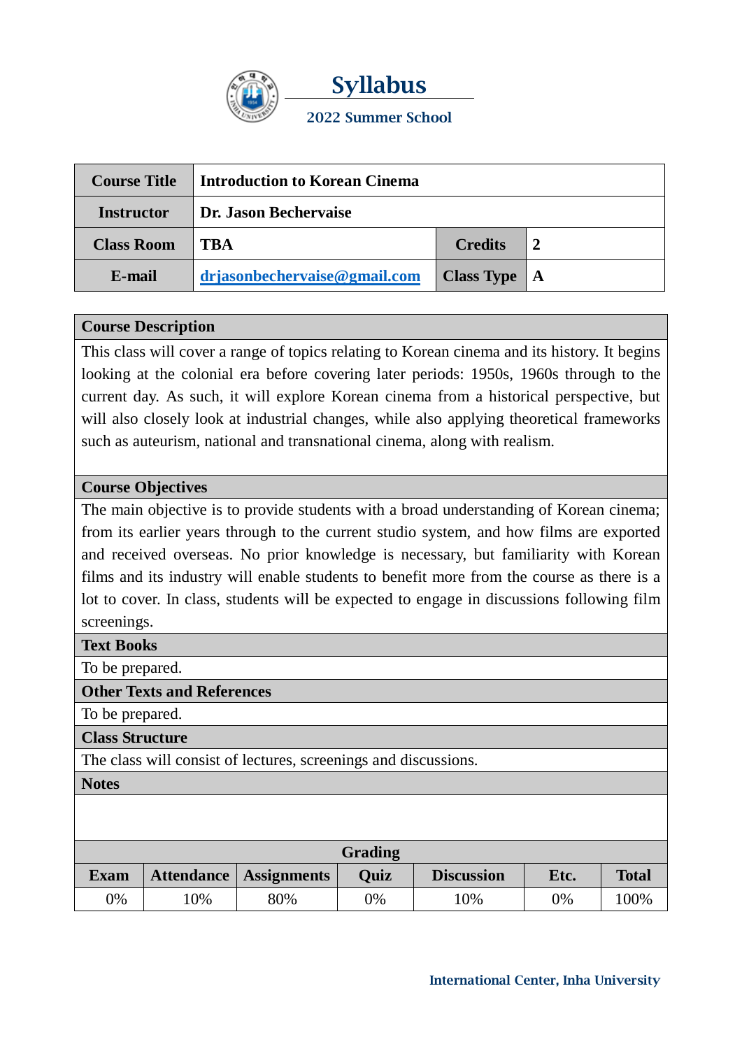# Syllabus

## 2022 Summer School

| Course Title | Introduction to Korean Cinema | | |
|---|---|---|---|
| Instructor | Dr. Jason Bechervaise | | |
| Class Room | TBA | Credits | 2 |
| E-mail | drjasonbechervaise@gmail.com | Class Type | A |

### Course Description

This class will cover a range of topics relating to Korean cinema and its history. It begins looking at the colonial era before covering later periods: 1950s, 1960s through to the current day. As such, it will explore Korean cinema from a historical perspective, but will also closely look at industrial changes, while also applying theoretical frameworks such as auteurism, national and transnational cinema, along with realism.

### Course Objectives

The main objective is to provide students with a broad understanding of Korean cinema; from its earlier years through to the current studio system, and how films are exported and received overseas. No prior knowledge is necessary, but familiarity with Korean films and its industry will enable students to benefit more from the course as there is a lot to cover. In class, students will be expected to engage in discussions following film screenings.

### Text Books

To be prepared.

### Other Texts and References

To be prepared.

### Class Structure

The class will consist of lectures, screenings and discussions.

### Notes

### Grading

| Exam | Attendance | Assignments | Quiz | Discussion | Etc. | Total |
|---|---|---|---|---|---|---|
| 0% | 10% | 80% | 0% | 10% | 0% | 100% |

International Center, Inha University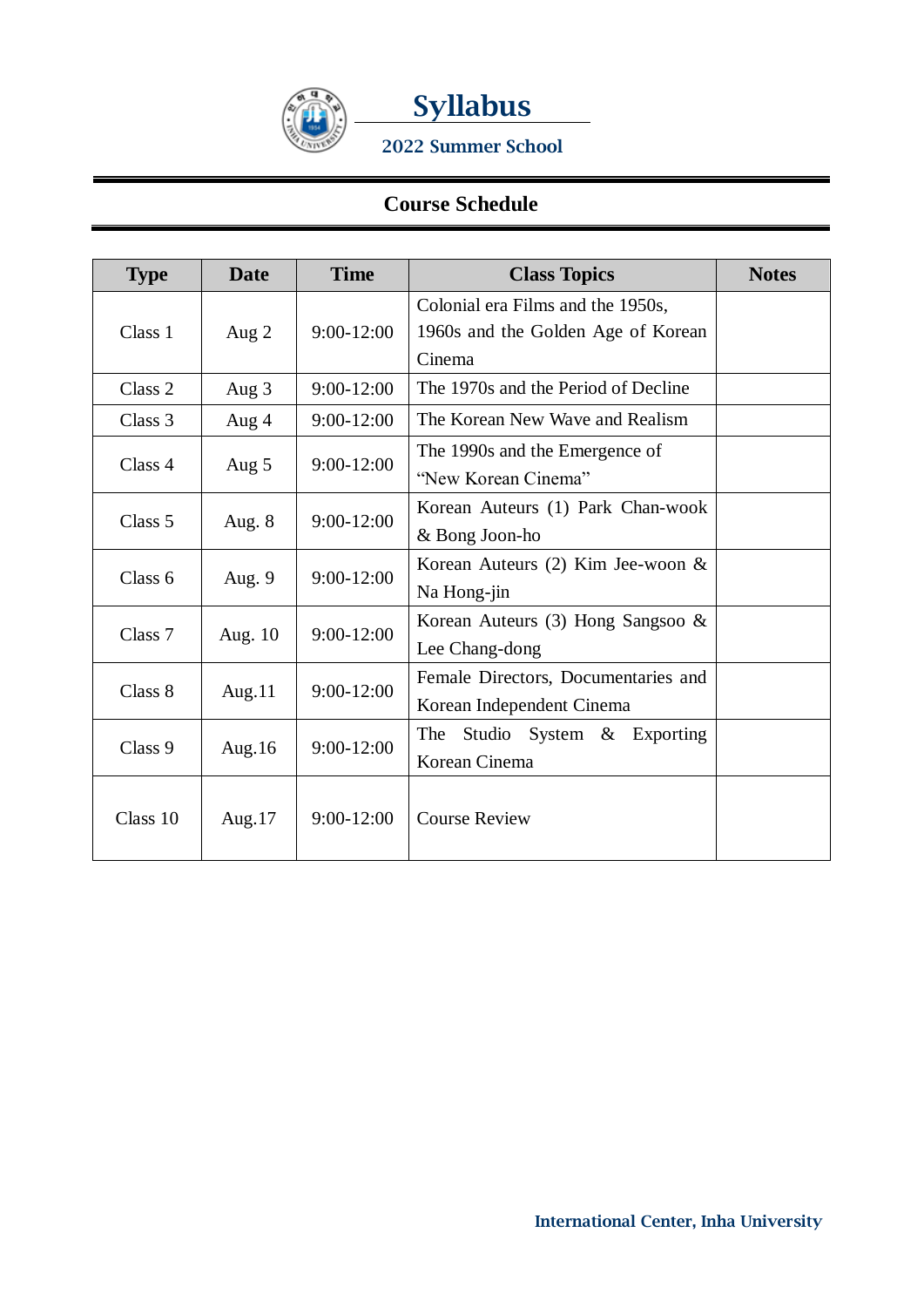# Syllabus

2022 Summer School

## Course Schedule

| Type | Date | Time | Class Topics | Notes |
|---|---|---|---|---|
| Class 1 | Aug 2 | 9:00-12:00 | Colonial era Films and the 1950s, 1960s and the Golden Age of Korean Cinema | |
| Class 2 | Aug 3 | 9:00-12:00 | The 1970s and the Period of Decline | |
| Class 3 | Aug 4 | 9:00-12:00 | The Korean New Wave and Realism | |
| Class 4 | Aug 5 | 9:00-12:00 | The 1990s and the Emergence of “New Korean Cinema” | |
| Class 5 | Aug. 8 | 9:00-12:00 | Korean Auteurs (1) Park Chan-wook & Bong Joon-ho | |
| Class 6 | Aug. 9 | 9:00-12:00 | Korean Auteurs (2) Kim Jee-woon & Na Hong-jin | |
| Class 7 | Aug. 10 | 9:00-12:00 | Korean Auteurs (3) Hong Sangsoo & Lee Chang-dong | |
| Class 8 | Aug.11 | 9:00-12:00 | Female Directors, Documentaries and Korean Independent Cinema | |
| Class 9 | Aug.16 | 9:00-12:00 | The Studio System & Exporting Korean Cinema | |
| Class 10 | Aug.17 | 9:00-12:00 | Course Review | |

International Center, Inha University